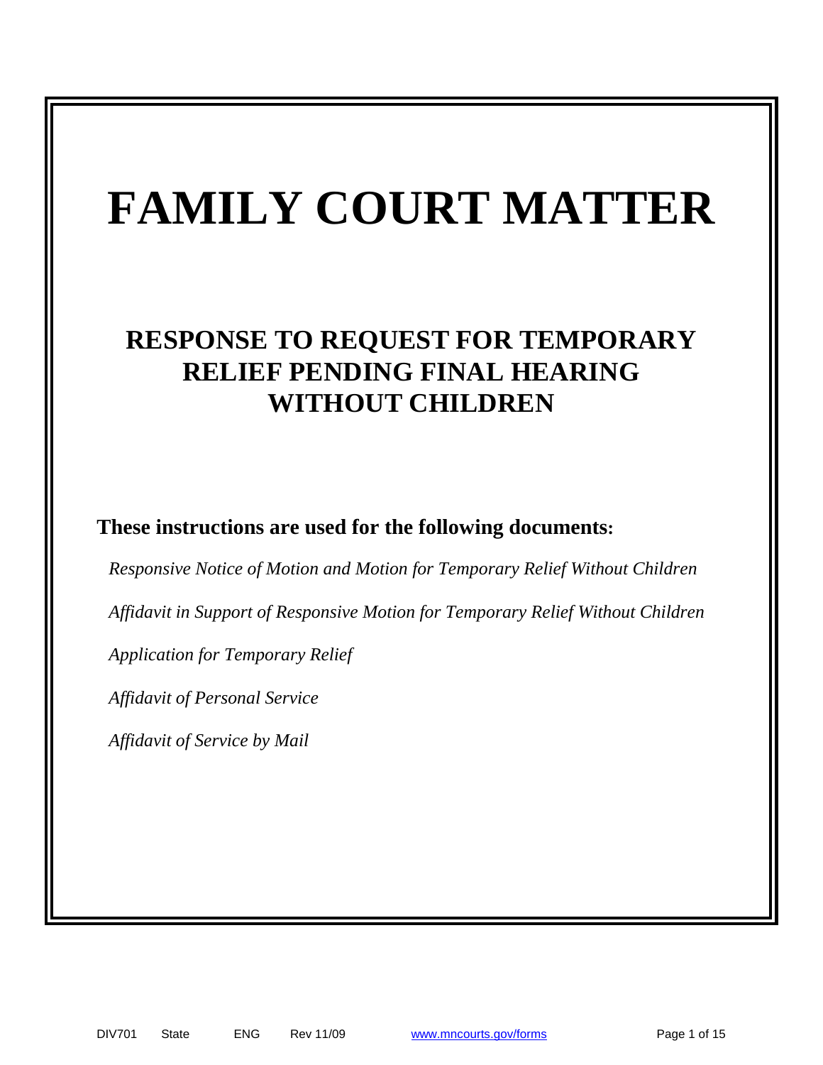# FAMILY COURT MATTER

## RESPONSE TO REQUEST FOR TEMPORARY RELIEF PENDING FINAL HEARING WITHOUT CHILDREN

**These instructions are used for the following documents:**

*Responsive Notice of Motion and Motion for Temporary Relief Without Children*

*Affidavit in Support of Responsive Motion for Temporary Relief Without Children*

*Application for Temporary Relief*

*Affidavit of Personal Service*

*Affidavit of Service by Mail*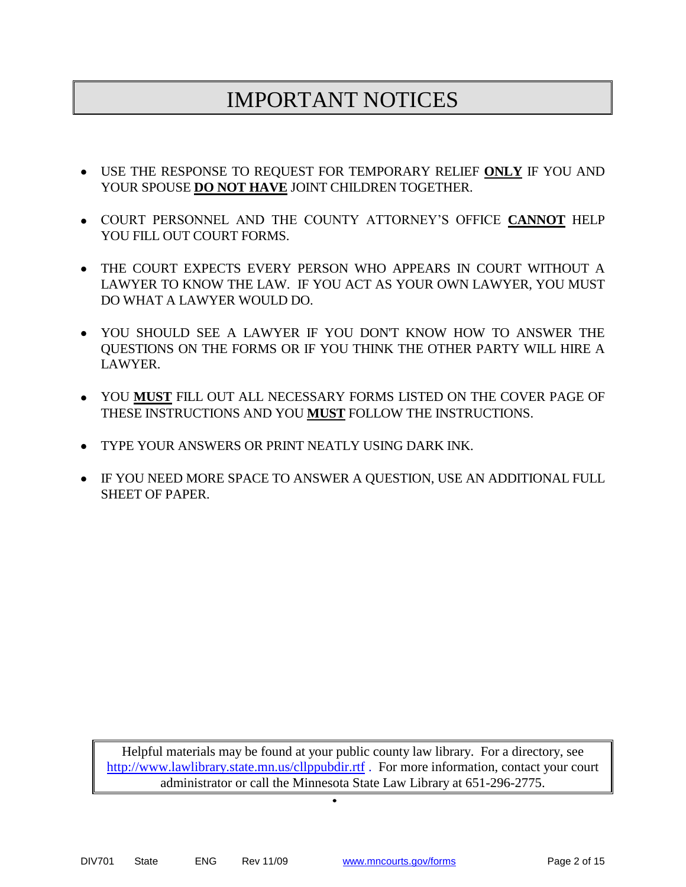# IMPORTANT NOTICES

- USE THE RESPONSE TO REQUEST FOR TEMPORARY RELIEF **ONLY** IF YOU AND YOUR SPOUSE **DO NOT HAVE** JOINT CHILDREN TOGETHER.

- COURT PERSONNEL AND THE COUNTY ATTORNEY'S OFFICE **CANNOT** HELP YOU FILL OUT COURT FORMS.

- THE COURT EXPECTS EVERY PERSON WHO APPEARS IN COURT WITHOUT A LAWYER TO KNOW THE LAW. IF YOU ACT AS YOUR OWN LAWYER, YOU MUST DO WHAT A LAWYER WOULD DO.

- YOU SHOULD SEE A LAWYER IF YOU DON'T KNOW HOW TO ANSWER THE QUESTIONS ON THE FORMS OR IF YOU THINK THE OTHER PARTY WILL HIRE A LAWYER.

- YOU **MUST** FILL OUT ALL NECESSARY FORMS LISTED ON THE COVER PAGE OF THESE INSTRUCTIONS AND YOU **MUST** FOLLOW THE INSTRUCTIONS.

- TYPE YOUR ANSWERS OR PRINT NEATLY USING DARK INK.

- IF YOU NEED MORE SPACE TO ANSWER A QUESTION, USE AN ADDITIONAL FULL SHEET OF PAPER.

Helpful materials may be found at your public county law library. For a directory, see http://www.lawlibrary.state.mn.us/cllppubdir.rtf . For more information, contact your court administrator or call the Minnesota State Law Library at 651-296-2775.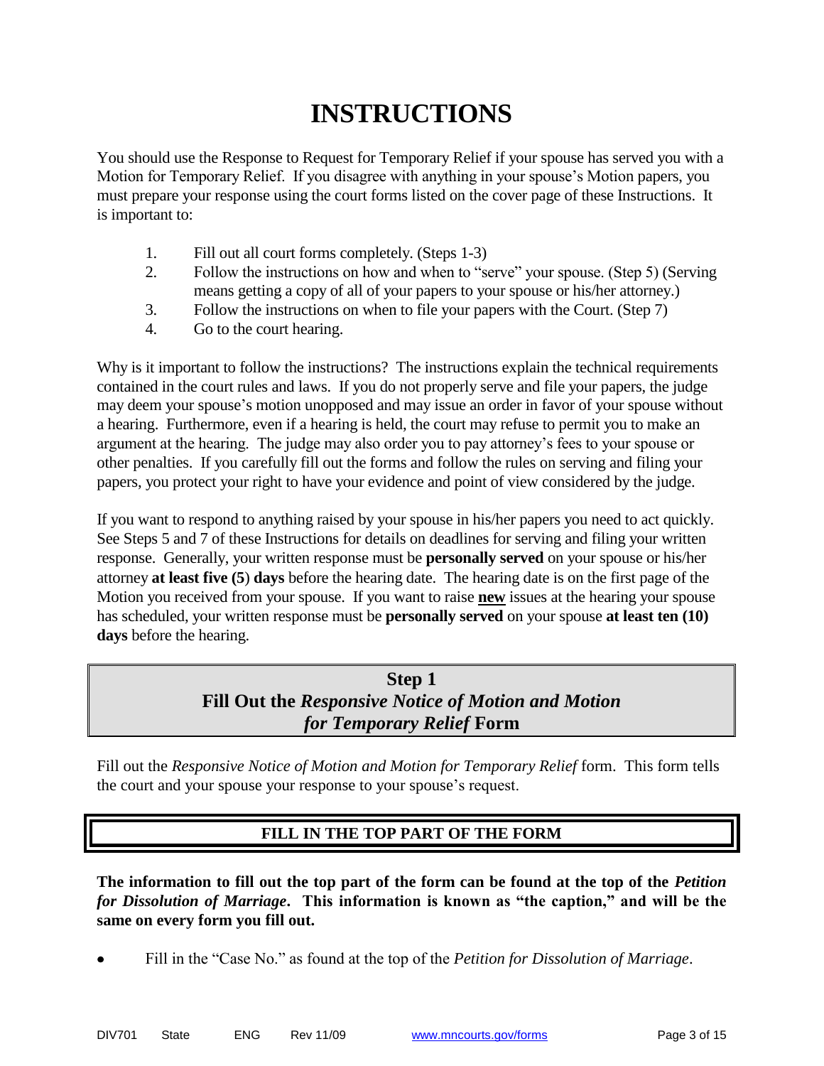# INSTRUCTIONS

You should use the Response to Request for Temporary Relief if your spouse has served you with a Motion for Temporary Relief. If you disagree with anything in your spouse's Motion papers, you must prepare your response using the court forms listed on the cover page of these Instructions. It is important to:

1. Fill out all court forms completely. (Steps 1-3)
2. Follow the instructions on how and when to "serve" your spouse. (Step 5) (Serving means getting a copy of all of your papers to your spouse or his/her attorney.)
3. Follow the instructions on when to file your papers with the Court. (Step 7)
4. Go to the court hearing.

Why is it important to follow the instructions? The instructions explain the technical requirements contained in the court rules and laws. If you do not properly serve and file your papers, the judge may deem your spouse's motion unopposed and may issue an order in favor of your spouse without a hearing. Furthermore, even if a hearing is held, the court may refuse to permit you to make an argument at the hearing. The judge may also order you to pay attorney's fees to your spouse or other penalties. If you carefully fill out the forms and follow the rules on serving and filing your papers, you protect your right to have your evidence and point of view considered by the judge.

If you want to respond to anything raised by your spouse in his/her papers you need to act quickly. See Steps 5 and 7 of these Instructions for details on deadlines for serving and filing your written response. Generally, your written response must be **personally served** on your spouse or his/her attorney **at least five (5) days** before the hearing date. The hearing date is on the first page of the Motion you received from your spouse. If you want to raise **new** issues at the hearing your spouse has scheduled, your written response must be **personally served** on your spouse **at least ten (10) days** before the hearing.

## Step 1
## Fill Out the *Responsive Notice of Motion and Motion for Temporary Relief* Form

Fill out the *Responsive Notice of Motion and Motion for Temporary Relief* form. This form tells the court and your spouse your response to your spouse's request.

### FILL IN THE TOP PART OF THE FORM

**The information to fill out the top part of the form can be found at the top of the *Petition for Dissolution of Marriage*. This information is known as "the caption," and will be the same on every form you fill out.**

- Fill in the "Case No." as found at the top of the *Petition for Dissolution of Marriage*.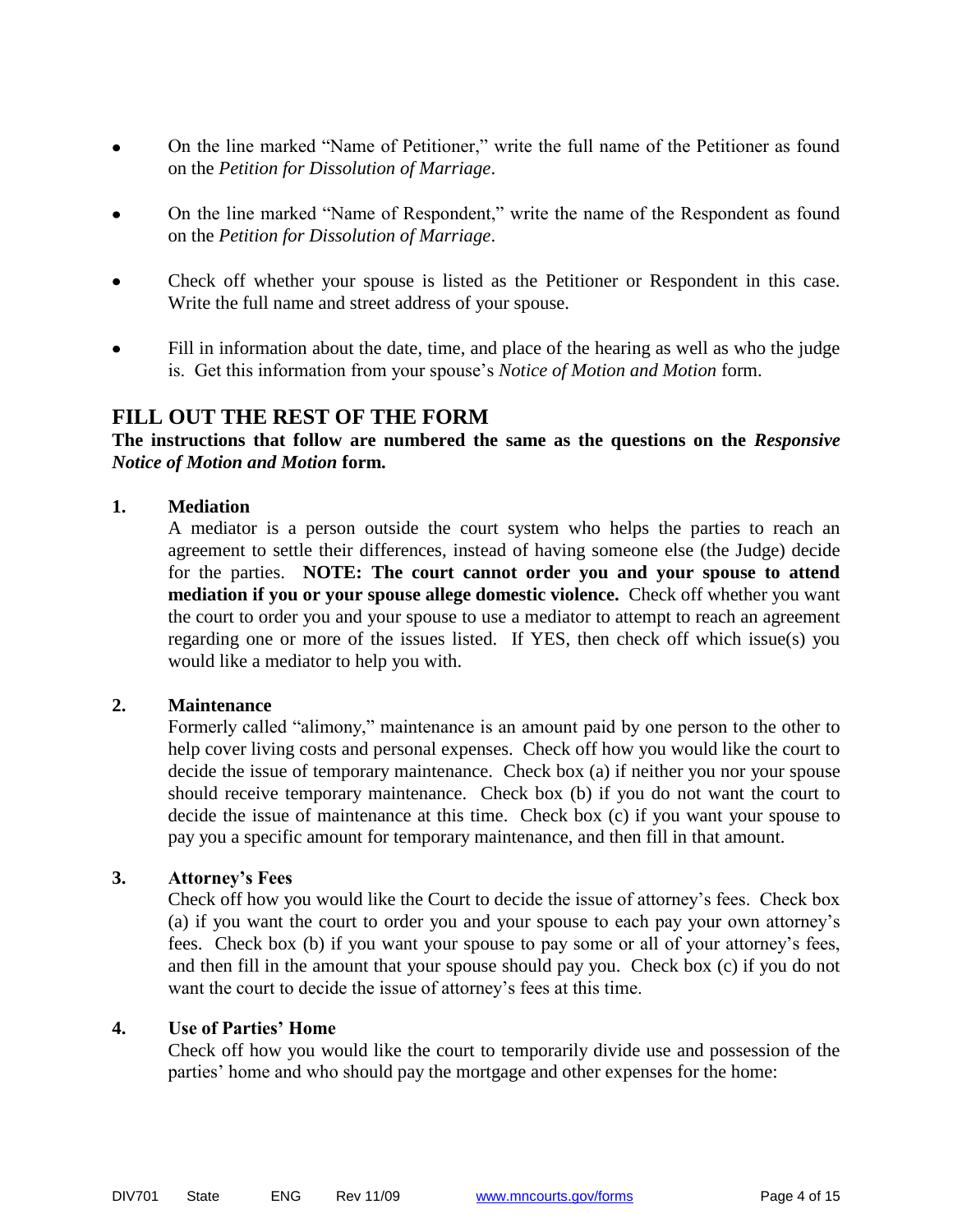- On the line marked "Name of Petitioner," write the full name of the Petitioner as found on the *Petition for Dissolution of Marriage*.

- On the line marked "Name of Respondent," write the name of the Respondent as found on the *Petition for Dissolution of Marriage*.

- Check off whether your spouse is listed as the Petitioner or Respondent in this case. Write the full name and street address of your spouse.

- Fill in information about the date, time, and place of the hearing as well as who the judge is. Get this information from your spouse's *Notice of Motion and Motion* form.

## FILL OUT THE REST OF THE FORM

**The instructions that follow are numbered the same as the questions on the *Responsive Notice of Motion and Motion* form.**

**1. Mediation**

A mediator is a person outside the court system who helps the parties to reach an agreement to settle their differences, instead of having someone else (the Judge) decide for the parties. **NOTE: The court cannot order you and your spouse to attend mediation if you or your spouse allege domestic violence.** Check off whether you want the court to order you and your spouse to use a mediator to attempt to reach an agreement regarding one or more of the issues listed. If YES, then check off which issue(s) you would like a mediator to help you with.

**2. Maintenance**

Formerly called "alimony," maintenance is an amount paid by one person to the other to help cover living costs and personal expenses. Check off how you would like the court to decide the issue of temporary maintenance. Check box (a) if neither you nor your spouse should receive temporary maintenance. Check box (b) if you do not want the court to decide the issue of maintenance at this time. Check box (c) if you want your spouse to pay you a specific amount for temporary maintenance, and then fill in that amount.

**3. Attorney's Fees**

Check off how you would like the Court to decide the issue of attorney's fees. Check box (a) if you want the court to order you and your spouse to each pay your own attorney's fees. Check box (b) if you want your spouse to pay some or all of your attorney's fees, and then fill in the amount that your spouse should pay you. Check box (c) if you do not want the court to decide the issue of attorney's fees at this time.

**4. Use of Parties' Home**

Check off how you would like the court to temporarily divide use and possession of the parties' home and who should pay the mortgage and other expenses for the home: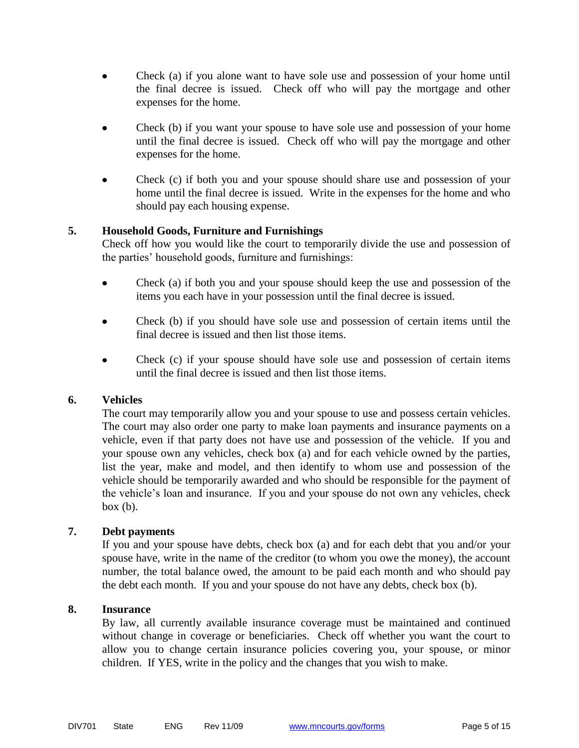- Check (a) if you alone want to have sole use and possession of your home until the final decree is issued. Check off who will pay the mortgage and other expenses for the home.

- Check (b) if you want your spouse to have sole use and possession of your home until the final decree is issued. Check off who will pay the mortgage and other expenses for the home.

- Check (c) if both you and your spouse should share use and possession of your home until the final decree is issued. Write in the expenses for the home and who should pay each housing expense.

**5. Household Goods, Furniture and Furnishings**

Check off how you would like the court to temporarily divide the use and possession of the parties' household goods, furniture and furnishings:

- Check (a) if both you and your spouse should keep the use and possession of the items you each have in your possession until the final decree is issued.

- Check (b) if you should have sole use and possession of certain items until the final decree is issued and then list those items.

- Check (c) if your spouse should have sole use and possession of certain items until the final decree is issued and then list those items.

**6. Vehicles**

The court may temporarily allow you and your spouse to use and possess certain vehicles. The court may also order one party to make loan payments and insurance payments on a vehicle, even if that party does not have use and possession of the vehicle. If you and your spouse own any vehicles, check box (a) and for each vehicle owned by the parties, list the year, make and model, and then identify to whom use and possession of the vehicle should be temporarily awarded and who should be responsible for the payment of the vehicle's loan and insurance. If you and your spouse do not own any vehicles, check box (b).

**7. Debt payments**

If you and your spouse have debts, check box (a) and for each debt that you and/or your spouse have, write in the name of the creditor (to whom you owe the money), the account number, the total balance owed, the amount to be paid each month and who should pay the debt each month. If you and your spouse do not have any debts, check box (b).

**8. Insurance**

By law, all currently available insurance coverage must be maintained and continued without change in coverage or beneficiaries. Check off whether you want the court to allow you to change certain insurance policies covering you, your spouse, or minor children. If YES, write in the policy and the changes that you wish to make.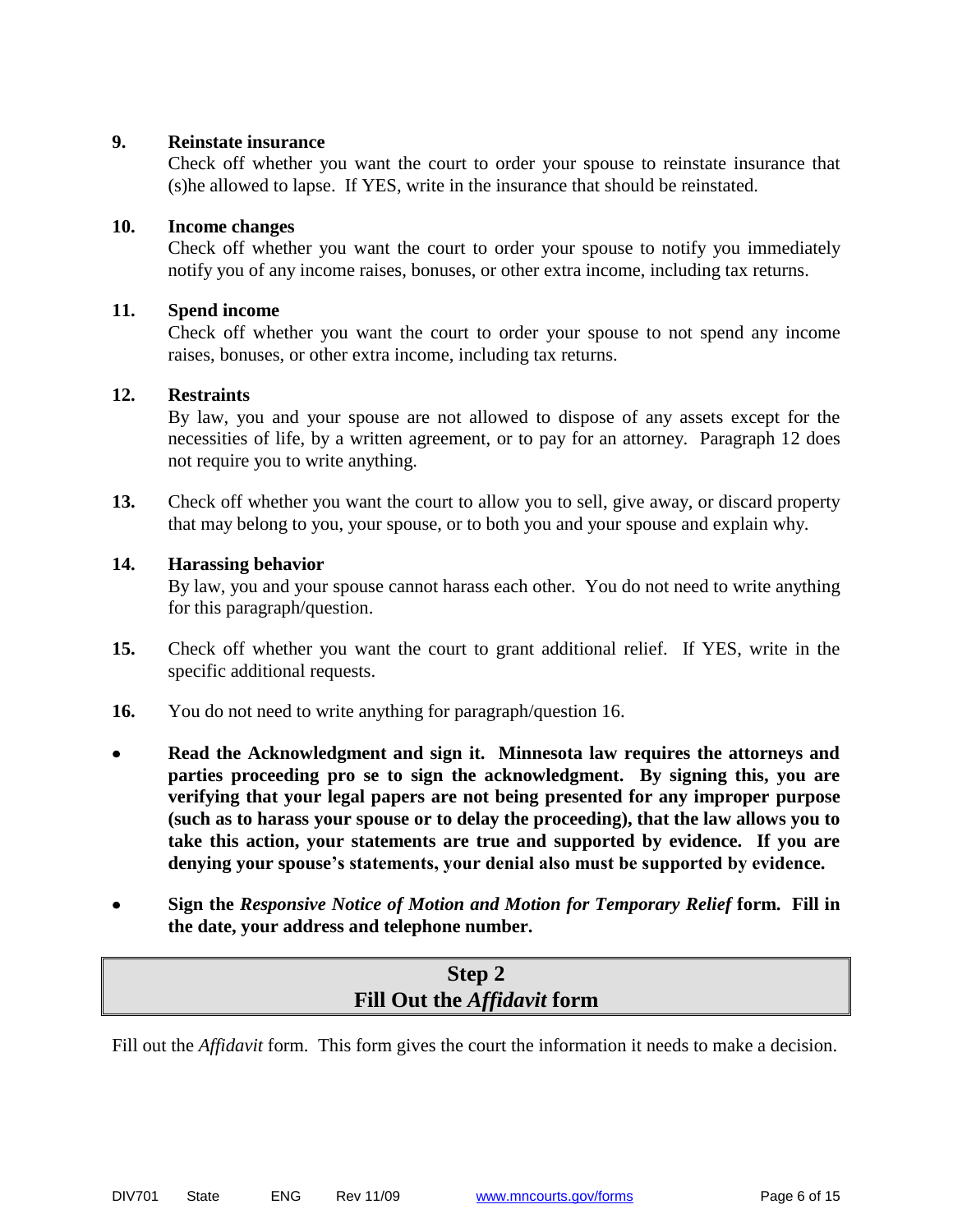**9. Reinstate insurance**

Check off whether you want the court to order your spouse to reinstate insurance that (s)he allowed to lapse. If YES, write in the insurance that should be reinstated.

**10. Income changes**

Check off whether you want the court to order your spouse to notify you immediately notify you of any income raises, bonuses, or other extra income, including tax returns.

**11. Spend income**

Check off whether you want the court to order your spouse to not spend any income raises, bonuses, or other extra income, including tax returns.

**12. Restraints**

By law, you and your spouse are not allowed to dispose of any assets except for the necessities of life, by a written agreement, or to pay for an attorney. Paragraph 12 does not require you to write anything.

**13.** Check off whether you want the court to allow you to sell, give away, or discard property that may belong to you, your spouse, or to both you and your spouse and explain why.

**14. Harassing behavior**

By law, you and your spouse cannot harass each other. You do not need to write anything for this paragraph/question.

**15.** Check off whether you want the court to grant additional relief. If YES, write in the specific additional requests.

**16.** You do not need to write anything for paragraph/question 16.

- **Read the Acknowledgment and sign it. Minnesota law requires the attorneys and parties proceeding pro se to sign the acknowledgment. By signing this, you are verifying that your legal papers are not being presented for any improper purpose (such as to harass your spouse or to delay the proceeding), that the law allows you to take this action, your statements are true and supported by evidence. If you are denying your spouse's statements, your denial also must be supported by evidence.**
- **Sign the *Responsive Notice of Motion and Motion for Temporary Relief* form. Fill in the date, your address and telephone number.**

## Step 2
## Fill Out the *Affidavit* form

Fill out the *Affidavit* form. This form gives the court the information it needs to make a decision.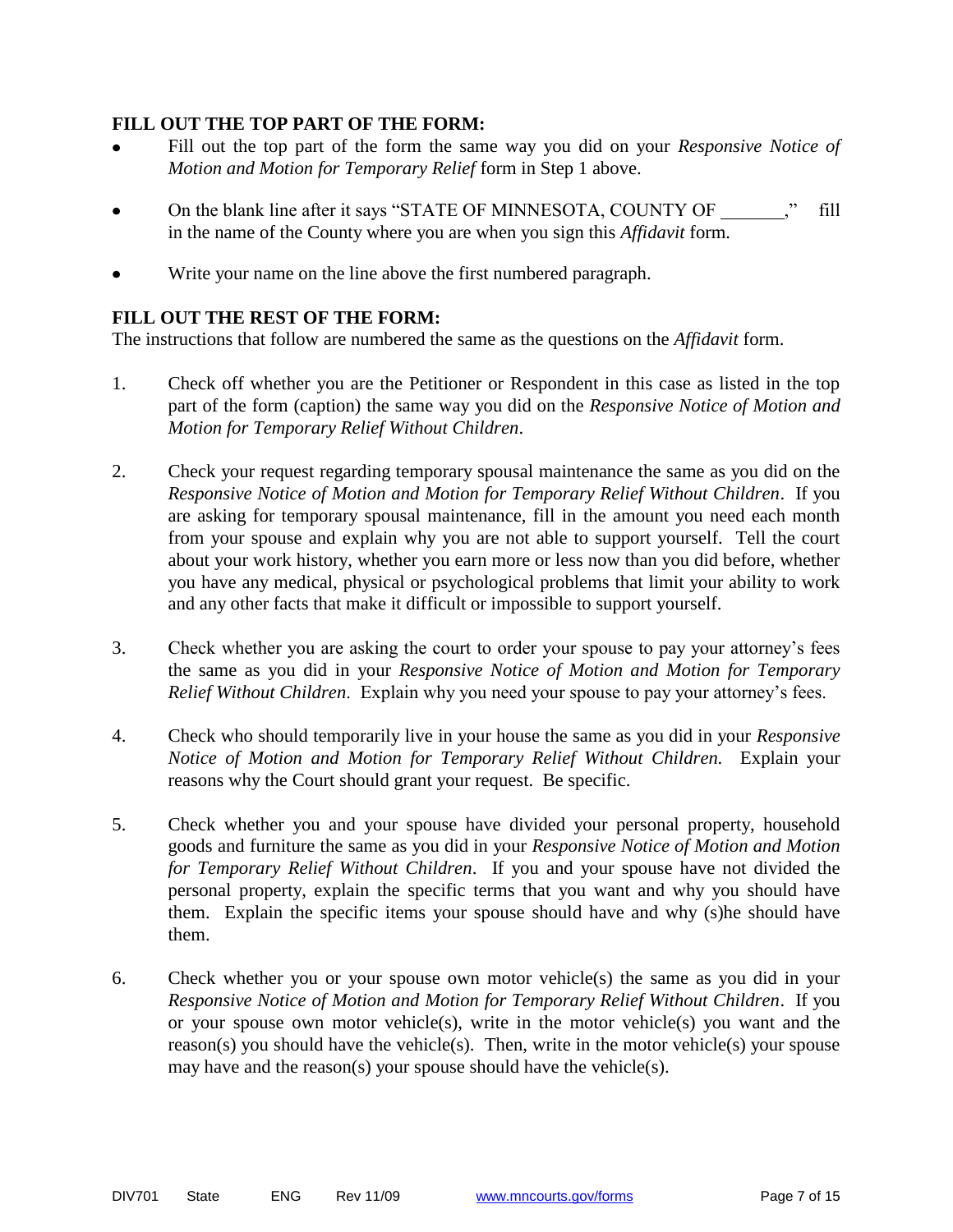**FILL OUT THE TOP PART OF THE FORM:**

- Fill out the top part of the form the same way you did on your *Responsive Notice of Motion and Motion for Temporary Relief* form in Step 1 above.
- On the blank line after it says "STATE OF MINNESOTA, COUNTY OF \_\_\_\_\_\_\_," fill in the name of the County where you are when you sign this *Affidavit* form.
- Write your name on the line above the first numbered paragraph.

**FILL OUT THE REST OF THE FORM:**

The instructions that follow are numbered the same as the questions on the *Affidavit* form.

1. Check off whether you are the Petitioner or Respondent in this case as listed in the top part of the form (caption) the same way you did on the *Responsive Notice of Motion and Motion for Temporary Relief Without Children*.

2. Check your request regarding temporary spousal maintenance the same as you did on the *Responsive Notice of Motion and Motion for Temporary Relief Without Children*. If you are asking for temporary spousal maintenance, fill in the amount you need each month from your spouse and explain why you are not able to support yourself. Tell the court about your work history, whether you earn more or less now than you did before, whether you have any medical, physical or psychological problems that limit your ability to work and any other facts that make it difficult or impossible to support yourself.

3. Check whether you are asking the court to order your spouse to pay your attorney's fees the same as you did in your *Responsive Notice of Motion and Motion for Temporary Relief Without Children*. Explain why you need your spouse to pay your attorney's fees.

4. Check who should temporarily live in your house the same as you did in your *Responsive Notice of Motion and Motion for Temporary Relief Without Children.* Explain your reasons why the Court should grant your request. Be specific.

5. Check whether you and your spouse have divided your personal property, household goods and furniture the same as you did in your *Responsive Notice of Motion and Motion for Temporary Relief Without Children*. If you and your spouse have not divided the personal property, explain the specific terms that you want and why you should have them. Explain the specific items your spouse should have and why (s)he should have them.

6. Check whether you or your spouse own motor vehicle(s) the same as you did in your *Responsive Notice of Motion and Motion for Temporary Relief Without Children*. If you or your spouse own motor vehicle(s), write in the motor vehicle(s) you want and the reason(s) you should have the vehicle(s). Then, write in the motor vehicle(s) your spouse may have and the reason(s) your spouse should have the vehicle(s).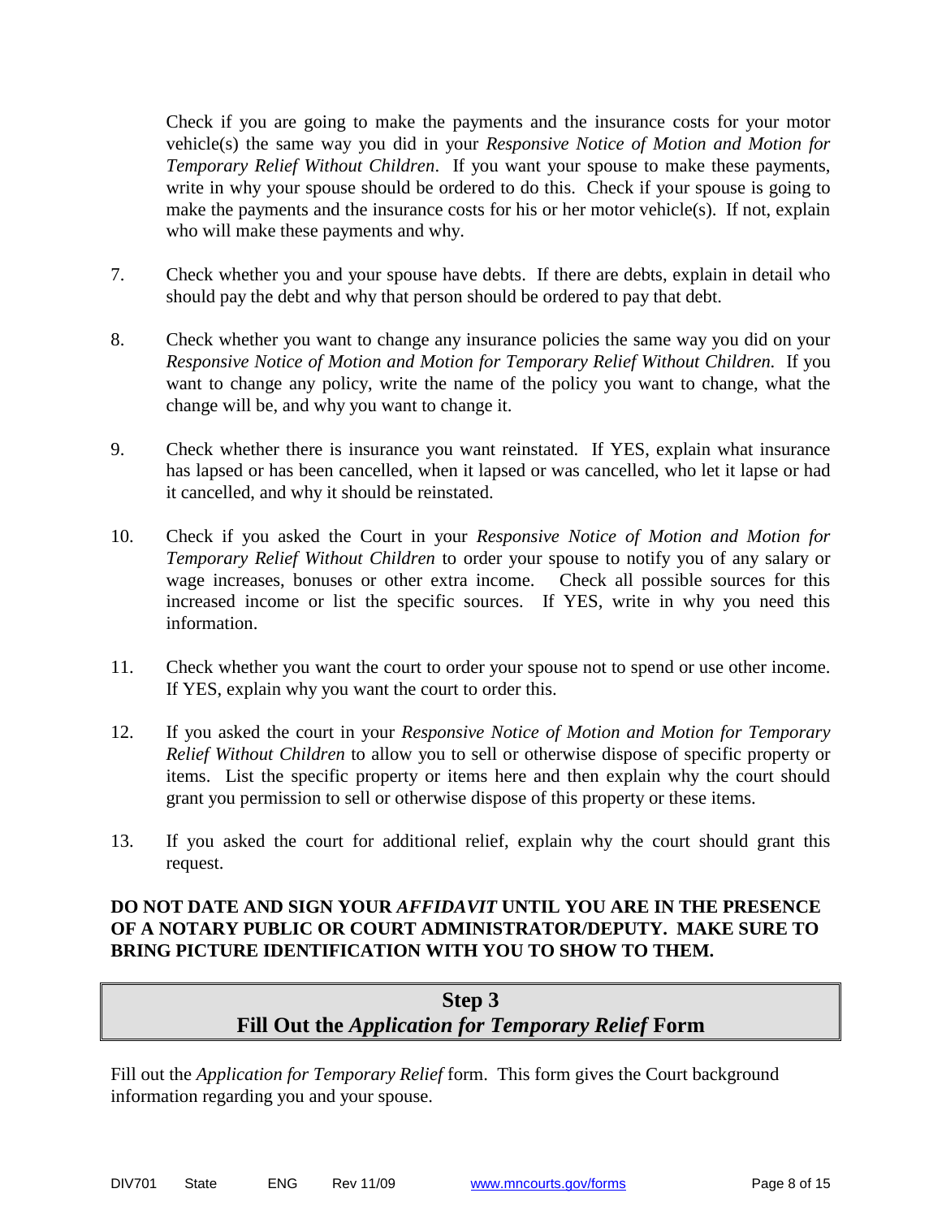Check if you are going to make the payments and the insurance costs for your motor vehicle(s) the same way you did in your *Responsive Notice of Motion and Motion for Temporary Relief Without Children*. If you want your spouse to make these payments, write in why your spouse should be ordered to do this. Check if your spouse is going to make the payments and the insurance costs for his or her motor vehicle(s). If not, explain who will make these payments and why.

7. Check whether you and your spouse have debts. If there are debts, explain in detail who should pay the debt and why that person should be ordered to pay that debt.

8. Check whether you want to change any insurance policies the same way you did on your *Responsive Notice of Motion and Motion for Temporary Relief Without Children.* If you want to change any policy, write the name of the policy you want to change, what the change will be, and why you want to change it.

9. Check whether there is insurance you want reinstated. If YES, explain what insurance has lapsed or has been cancelled, when it lapsed or was cancelled, who let it lapse or had it cancelled, and why it should be reinstated.

10. Check if you asked the Court in your *Responsive Notice of Motion and Motion for Temporary Relief Without Children* to order your spouse to notify you of any salary or wage increases, bonuses or other extra income. Check all possible sources for this increased income or list the specific sources. If YES, write in why you need this information.

11. Check whether you want the court to order your spouse not to spend or use other income. If YES, explain why you want the court to order this.

12. If you asked the court in your *Responsive Notice of Motion and Motion for Temporary Relief Without Children* to allow you to sell or otherwise dispose of specific property or items. List the specific property or items here and then explain why the court should grant you permission to sell or otherwise dispose of this property or these items.

13. If you asked the court for additional relief, explain why the court should grant this request.

**DO NOT DATE AND SIGN YOUR *AFFIDAVIT* UNTIL YOU ARE IN THE PRESENCE OF A NOTARY PUBLIC OR COURT ADMINISTRATOR/DEPUTY. MAKE SURE TO BRING PICTURE IDENTIFICATION WITH YOU TO SHOW TO THEM.**

## Step 3
## Fill Out the *Application for Temporary Relief* Form

Fill out the *Application for Temporary Relief* form. This form gives the Court background information regarding you and your spouse.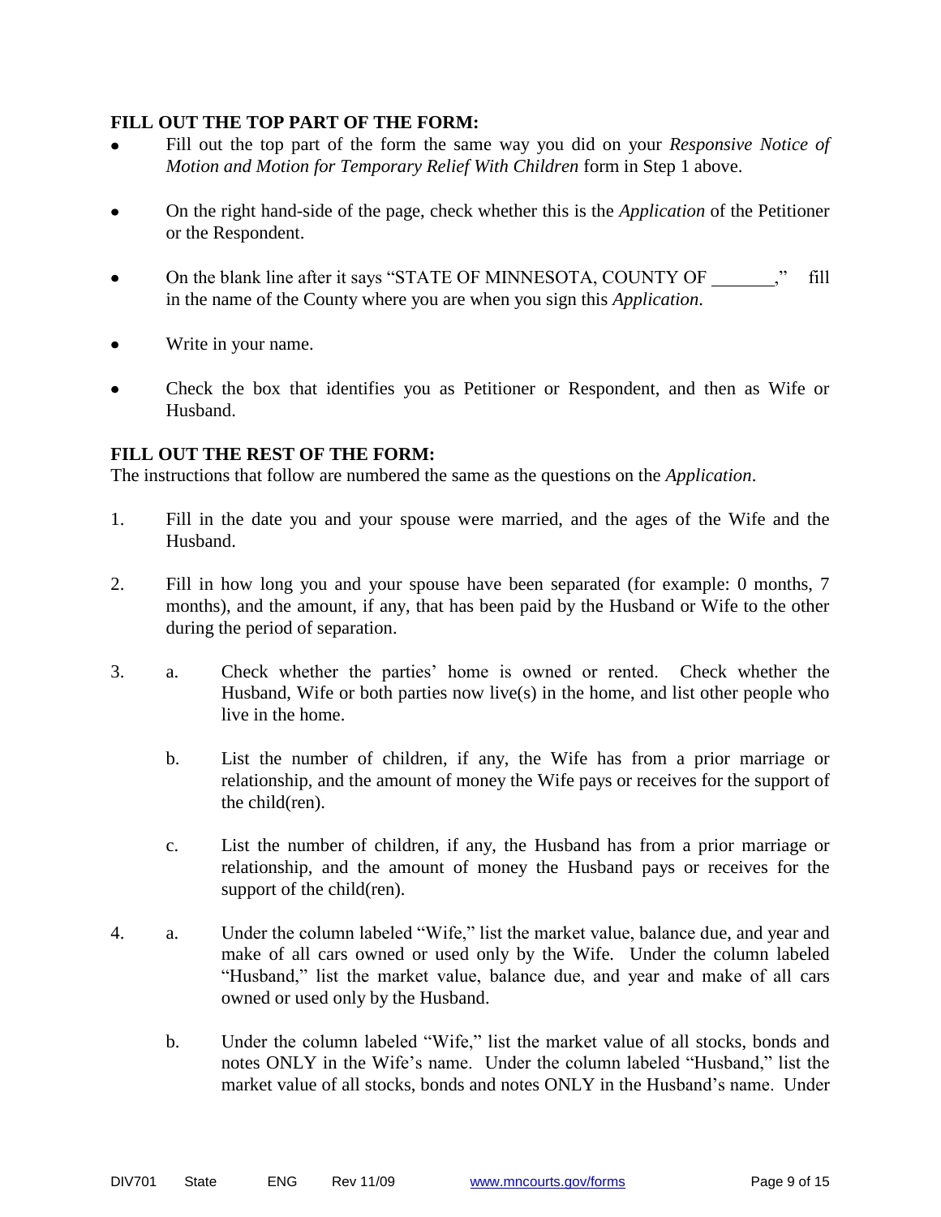**FILL OUT THE TOP PART OF THE FORM:**

- Fill out the top part of the form the same way you did on your *Responsive Notice of Motion and Motion for Temporary Relief With Children* form in Step 1 above.
- On the right hand-side of the page, check whether this is the *Application* of the Petitioner or the Respondent.
- On the blank line after it says "STATE OF MINNESOTA, COUNTY OF _______," fill in the name of the County where you are when you sign this *Application*.
- Write in your name.
- Check the box that identifies you as Petitioner or Respondent, and then as Wife or Husband.

**FILL OUT THE REST OF THE FORM:**

The instructions that follow are numbered the same as the questions on the *Application*.

1. Fill in the date you and your spouse were married, and the ages of the Wife and the Husband.

2. Fill in how long you and your spouse have been separated (for example: 0 months, 7 months), and the amount, if any, that has been paid by the Husband or Wife to the other during the period of separation.

3. a. Check whether the parties' home is owned or rented. Check whether the Husband, Wife or both parties now live(s) in the home, and list other people who live in the home.

   b. List the number of children, if any, the Wife has from a prior marriage or relationship, and the amount of money the Wife pays or receives for the support of the child(ren).

   c. List the number of children, if any, the Husband has from a prior marriage or relationship, and the amount of money the Husband pays or receives for the support of the child(ren).

4. a. Under the column labeled "Wife," list the market value, balance due, and year and make of all cars owned or used only by the Wife. Under the column labeled "Husband," list the market value, balance due, and year and make of all cars owned or used only by the Husband.

   b. Under the column labeled "Wife," list the market value of all stocks, bonds and notes ONLY in the Wife's name. Under the column labeled "Husband," list the market value of all stocks, bonds and notes ONLY in the Husband's name. Under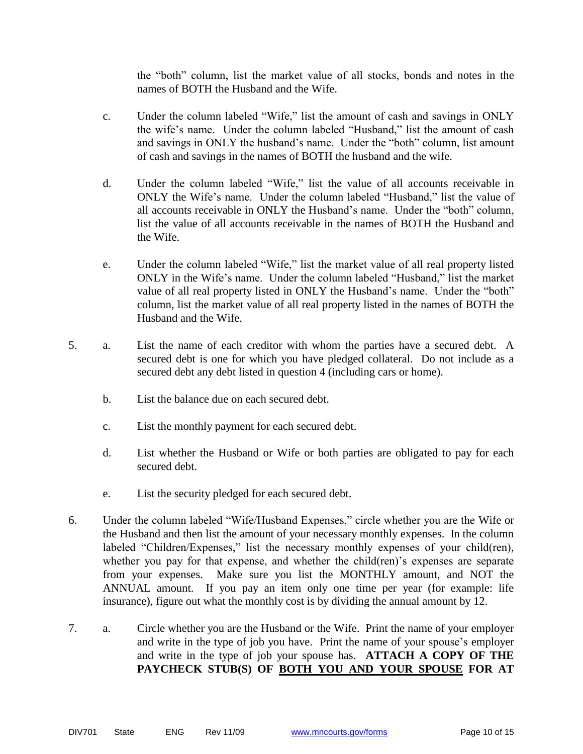the "both" column, list the market value of all stocks, bonds and notes in the names of BOTH the Husband and the Wife.

c. Under the column labeled "Wife," list the amount of cash and savings in ONLY the wife's name. Under the column labeled "Husband," list the amount of cash and savings in ONLY the husband's name. Under the "both" column, list amount of cash and savings in the names of BOTH the husband and the wife.

d. Under the column labeled "Wife," list the value of all accounts receivable in ONLY the Wife's name. Under the column labeled "Husband," list the value of all accounts receivable in ONLY the Husband's name. Under the "both" column, list the value of all accounts receivable in the names of BOTH the Husband and the Wife.

e. Under the column labeled "Wife," list the market value of all real property listed ONLY in the Wife's name. Under the column labeled "Husband," list the market value of all real property listed in ONLY the Husband's name. Under the "both" column, list the market value of all real property listed in the names of BOTH the Husband and the Wife.

5. a. List the name of each creditor with whom the parties have a secured debt. A secured debt is one for which you have pledged collateral. Do not include as a secured debt any debt listed in question 4 (including cars or home).

   b. List the balance due on each secured debt.

   c. List the monthly payment for each secured debt.

   d. List whether the Husband or Wife or both parties are obligated to pay for each secured debt.

   e. List the security pledged for each secured debt.

6. Under the column labeled "Wife/Husband Expenses," circle whether you are the Wife or the Husband and then list the amount of your necessary monthly expenses. In the column labeled "Children/Expenses," list the necessary monthly expenses of your child(ren), whether you pay for that expense, and whether the child(ren)'s expenses are separate from your expenses. Make sure you list the MONTHLY amount, and NOT the ANNUAL amount. If you pay an item only one time per year (for example: life insurance), figure out what the monthly cost is by dividing the annual amount by 12.

7. a. Circle whether you are the Husband or the Wife. Print the name of your employer and write in the type of job you have. Print the name of your spouse's employer and write in the type of job your spouse has. **ATTACH A COPY OF THE PAYCHECK STUB(S) OF <u>BOTH YOU AND YOUR SPOUSE</u> FOR AT**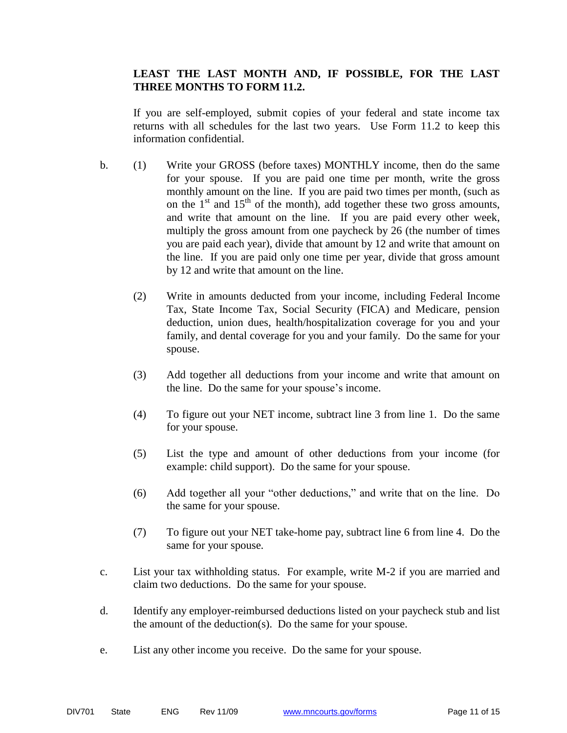**LEAST THE LAST MONTH AND, IF POSSIBLE, FOR THE LAST THREE MONTHS TO FORM 11.2.**

If you are self-employed, submit copies of your federal and state income tax returns with all schedules for the last two years. Use Form 11.2 to keep this information confidential.

b. (1) Write your GROSS (before taxes) MONTHLY income, then do the same for your spouse. If you are paid one time per month, write the gross monthly amount on the line. If you are paid two times per month, (such as on the 1st and 15th of the month), add together these two gross amounts, and write that amount on the line. If you are paid every other week, multiply the gross amount from one paycheck by 26 (the number of times you are paid each year), divide that amount by 12 and write that amount on the line. If you are paid only one time per year, divide that gross amount by 12 and write that amount on the line.

(2) Write in amounts deducted from your income, including Federal Income Tax, State Income Tax, Social Security (FICA) and Medicare, pension deduction, union dues, health/hospitalization coverage for you and your family, and dental coverage for you and your family. Do the same for your spouse.

(3) Add together all deductions from your income and write that amount on the line. Do the same for your spouse's income.

(4) To figure out your NET income, subtract line 3 from line 1. Do the same for your spouse.

(5) List the type and amount of other deductions from your income (for example: child support). Do the same for your spouse.

(6) Add together all your "other deductions," and write that on the line. Do the same for your spouse.

(7) To figure out your NET take-home pay, subtract line 6 from line 4. Do the same for your spouse.

c. List your tax withholding status. For example, write M-2 if you are married and claim two deductions. Do the same for your spouse.

d. Identify any employer-reimbursed deductions listed on your paycheck stub and list the amount of the deduction(s). Do the same for your spouse.

e. List any other income you receive. Do the same for your spouse.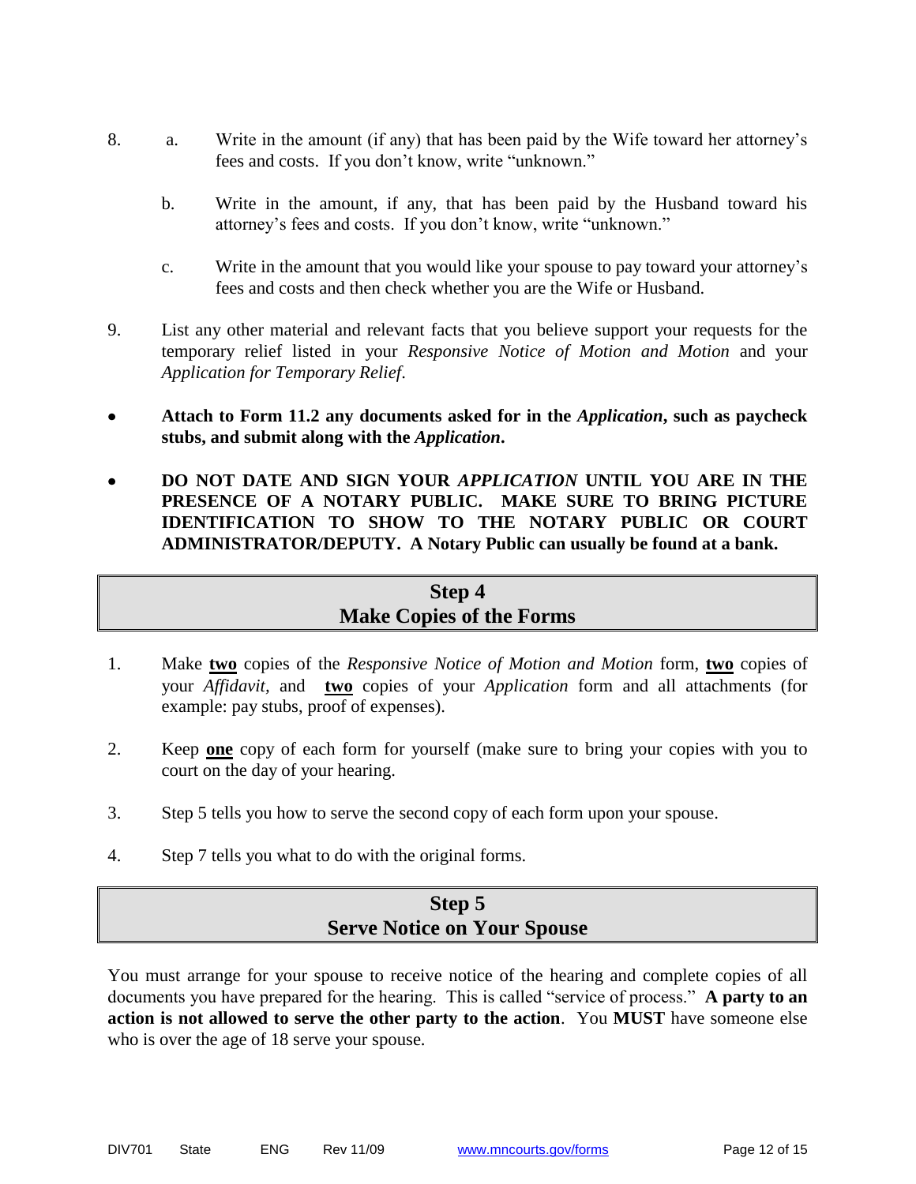8. a. Write in the amount (if any) that has been paid by the Wife toward her attorney's fees and costs. If you don't know, write "unknown."

   b. Write in the amount, if any, that has been paid by the Husband toward his attorney's fees and costs. If you don't know, write "unknown."

   c. Write in the amount that you would like your spouse to pay toward your attorney's fees and costs and then check whether you are the Wife or Husband.

9. List any other material and relevant facts that you believe support your requests for the temporary relief listed in your *Responsive Notice of Motion and Motion* and your *Application for Temporary Relief*.

- **Attach to Form 11.2 any documents asked for in the *Application*, such as paycheck stubs, and submit along with the *Application*.**

- **DO NOT DATE AND SIGN YOUR *APPLICATION* UNTIL YOU ARE IN THE PRESENCE OF A NOTARY PUBLIC. MAKE SURE TO BRING PICTURE IDENTIFICATION TO SHOW TO THE NOTARY PUBLIC OR COURT ADMINISTRATOR/DEPUTY. A Notary Public can usually be found at a bank.**

## Step 4
## Make Copies of the Forms

1. Make **<u>two</u>** copies of the *Responsive Notice of Motion and Motion* form, **<u>two</u>** copies of your *Affidavit*, and **<u>two</u>** copies of your *Application* form and all attachments (for example: pay stubs, proof of expenses).

2. Keep **<u>one</u>** copy of each form for yourself (make sure to bring your copies with you to court on the day of your hearing.

3. Step 5 tells you how to serve the second copy of each form upon your spouse.

4. Step 7 tells you what to do with the original forms.

## Step 5
## Serve Notice on Your Spouse

You must arrange for your spouse to receive notice of the hearing and complete copies of all documents you have prepared for the hearing. This is called "service of process." **A party to an action is not allowed to serve the other party to the action**. You **MUST** have someone else who is over the age of 18 serve your spouse.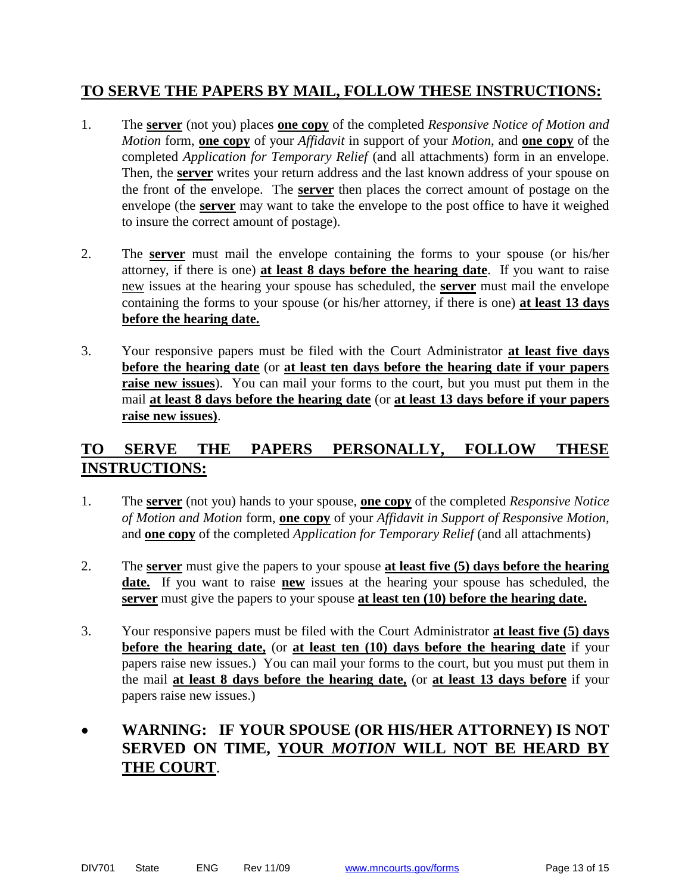## TO SERVE THE PAPERS BY MAIL, FOLLOW THESE INSTRUCTIONS:

1. The **server** (not you) places **one copy** of the completed *Responsive Notice of Motion and Motion* form, **one copy** of your *Affidavit* in support of your *Motion*, and **one copy** of the completed *Application for Temporary Relief* (and all attachments) form in an envelope. Then, the **server** writes your return address and the last known address of your spouse on the front of the envelope. The **server** then places the correct amount of postage on the envelope (the **server** may want to take the envelope to the post office to have it weighed to insure the correct amount of postage).

2. The **server** must mail the envelope containing the forms to your spouse (or his/her attorney, if there is one) **at least 8 days before the hearing date**. If you want to raise new issues at the hearing your spouse has scheduled, the **server** must mail the envelope containing the forms to your spouse (or his/her attorney, if there is one) **at least 13 days before the hearing date.**

3. Your responsive papers must be filed with the Court Administrator **at least five days before the hearing date** (or **at least ten days before the hearing date if your papers raise new issues**). You can mail your forms to the court, but you must put them in the mail **at least 8 days before the hearing date** (or **at least 13 days before if your papers raise new issues)**.

## TO SERVE THE PAPERS PERSONALLY, FOLLOW THESE INSTRUCTIONS:

1. The **server** (not you) hands to your spouse, **one copy** of the completed *Responsive Notice of Motion and Motion* form, **one copy** of your *Affidavit in Support of Responsive Motion*, and **one copy** of the completed *Application for Temporary Relief* (and all attachments)

2. The **server** must give the papers to your spouse **at least five (5) days before the hearing date.** If you want to raise **new** issues at the hearing your spouse has scheduled, the **server** must give the papers to your spouse **at least ten (10) before the hearing date.**

3. Your responsive papers must be filed with the Court Administrator **at least five (5) days before the hearing date,** (or **at least ten (10) days before the hearing date** if your papers raise new issues.) You can mail your forms to the court, but you must put them in the mail **at least 8 days before the hearing date,** (or **at least 13 days before** if your papers raise new issues.)

- **WARNING: IF YOUR SPOUSE (OR HIS/HER ATTORNEY) IS NOT SERVED ON TIME, YOUR *MOTION* WILL NOT BE HEARD BY THE COURT**.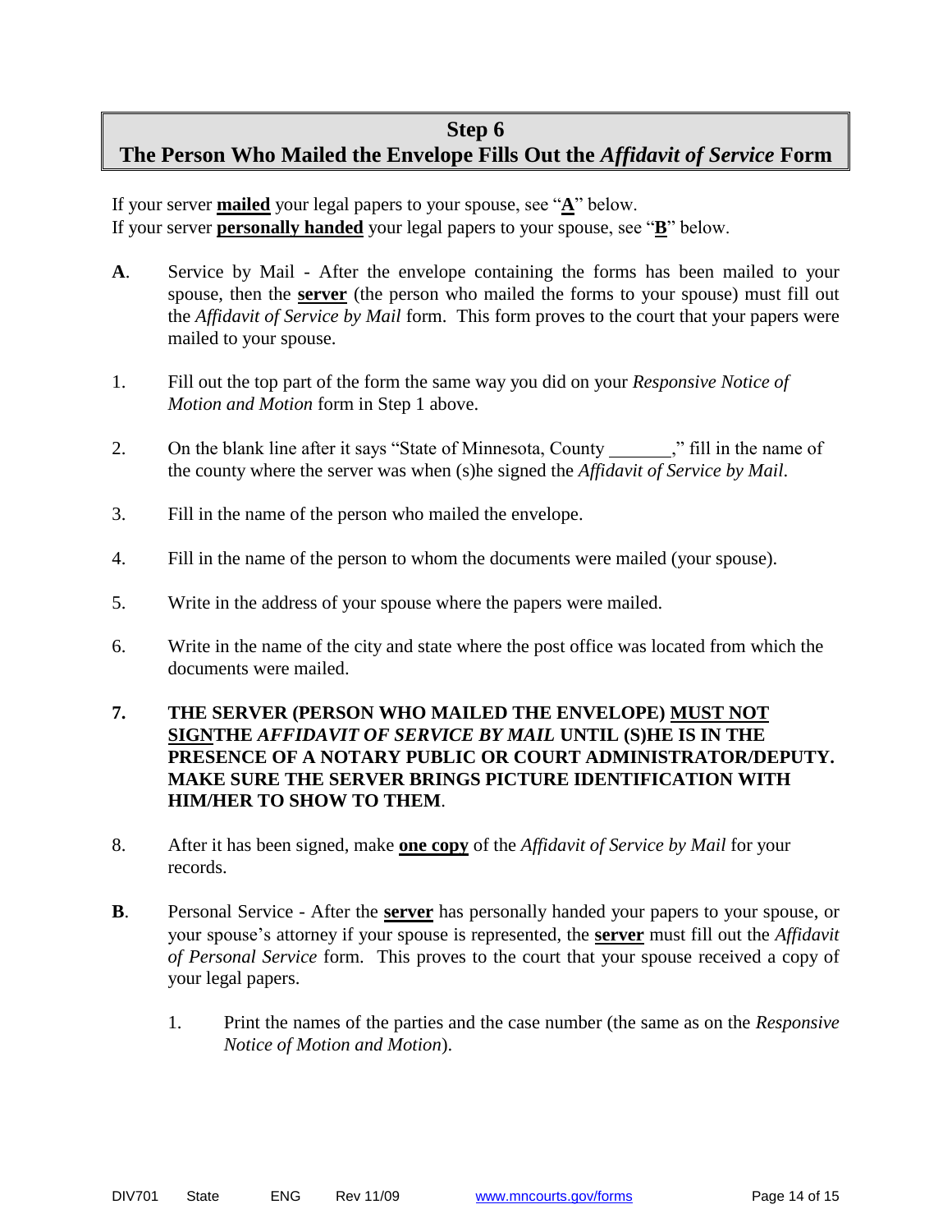## Step 6
## The Person Who Mailed the Envelope Fills Out the *Affidavit of Service* Form

If your server **mailed** your legal papers to your spouse, see "**A**" below.
If your server **personally handed** your legal papers to your spouse, see "**B**" below.

**A**. Service by Mail - After the envelope containing the forms has been mailed to your spouse, then the **server** (the person who mailed the forms to your spouse) must fill out the *Affidavit of Service by Mail* form. This form proves to the court that your papers were mailed to your spouse.

1. Fill out the top part of the form the same way you did on your *Responsive Notice of Motion and Motion* form in Step 1 above.

2. On the blank line after it says "State of Minnesota, County _______," fill in the name of the county where the server was when (s)he signed the *Affidavit of Service by Mail*.

3. Fill in the name of the person who mailed the envelope.

4. Fill in the name of the person to whom the documents were mailed (your spouse).

5. Write in the address of your spouse where the papers were mailed.

6. Write in the name of the city and state where the post office was located from which the documents were mailed.

7. **THE SERVER (PERSON WHO MAILED THE ENVELOPE) MUST NOT SIGNTHE *AFFIDAVIT OF SERVICE BY MAIL* UNTIL (S)HE IS IN THE PRESENCE OF A NOTARY PUBLIC OR COURT ADMINISTRATOR/DEPUTY. MAKE SURE THE SERVER BRINGS PICTURE IDENTIFICATION WITH HIM/HER TO SHOW TO THEM**.

8. After it has been signed, make **one copy** of the *Affidavit of Service by Mail* for your records.

**B**. Personal Service - After the **server** has personally handed your papers to your spouse, or your spouse's attorney if your spouse is represented, the **server** must fill out the *Affidavit of Personal Service* form. This proves to the court that your spouse received a copy of your legal papers.

   1. Print the names of the parties and the case number (the same as on the *Responsive Notice of Motion and Motion*).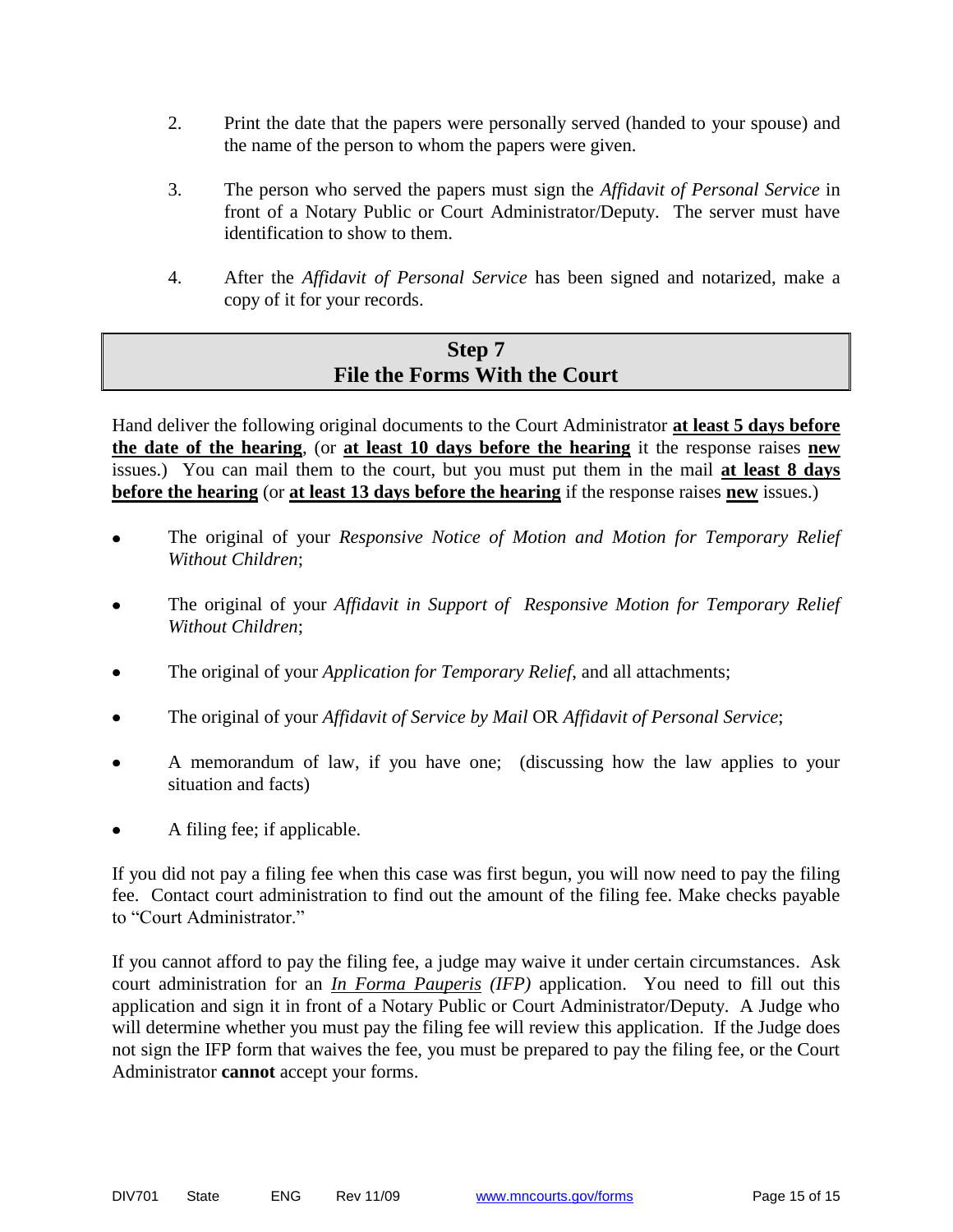2. Print the date that the papers were personally served (handed to your spouse) and the name of the person to whom the papers were given.

3. The person who served the papers must sign the *Affidavit of Personal Service* in front of a Notary Public or Court Administrator/Deputy. The server must have identification to show to them.

4. After the *Affidavit of Personal Service* has been signed and notarized, make a copy of it for your records.

## Step 7
## File the Forms With the Court

Hand deliver the following original documents to the Court Administrator **<u>at least 5 days before the date of the hearing</u>**, (or **<u>at least 10 days before the hearing</u>** it the response raises **<u>new</u>** issues.) You can mail them to the court, but you must put them in the mail **<u>at least 8 days before the hearing</u>** (or **<u>at least 13 days before the hearing</u>** if the response raises **<u>new</u>** issues.)

- The original of your *Responsive Notice of Motion and Motion for Temporary Relief Without Children*;
- The original of your *Affidavit in Support of Responsive Motion for Temporary Relief Without Children*;
- The original of your *Application for Temporary Relief*, and all attachments;
- The original of your *Affidavit of Service by Mail* OR *Affidavit of Personal Service*;
- A memorandum of law, if you have one; (discussing how the law applies to your situation and facts)
- A filing fee; if applicable.

If you did not pay a filing fee when this case was first begun, you will now need to pay the filing fee. Contact court administration to find out the amount of the filing fee. Make checks payable to "Court Administrator."

If you cannot afford to pay the filing fee, a judge may waive it under certain circumstances. Ask court administration for an <u>*In Forma Pauperis*</u> *(IFP)* application. You need to fill out this application and sign it in front of a Notary Public or Court Administrator/Deputy. A Judge who will determine whether you must pay the filing fee will review this application. If the Judge does not sign the IFP form that waives the fee, you must be prepared to pay the filing fee, or the Court Administrator **cannot** accept your forms.